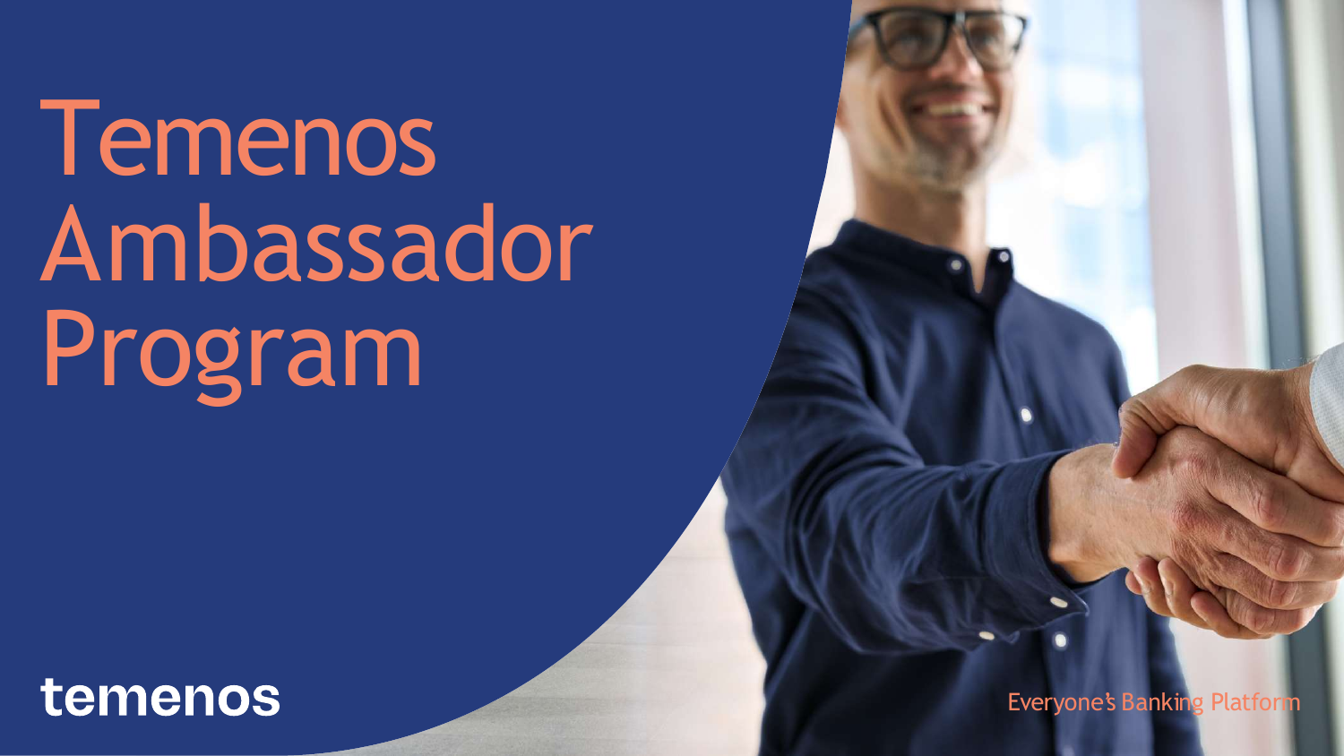# Temenos Ambassador Program

temenos

Everyone's Banking Platform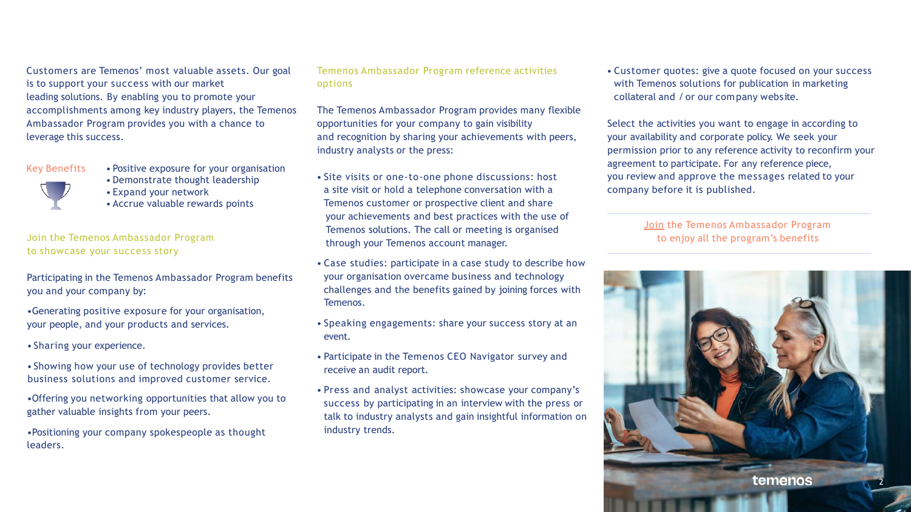Customers are Temenos' most valuable assets. Our goal is to support your success with our market leading solutions. By enabling you to promote your accomplishments among key industry players, the Temenos Ambassador Program provides you with a chance to leverage this success.

### Key Benefits

- Positive exposure for your organisation
- Demonstrate thought leadership
- Expand your network
- Accrue valuable rewards points

## Join the Temenos Ambassador Program to showcase your success story

Participating in the Temenos Ambassador Program benefits you and your company by:

- Generating positive exposure for your organisation, your people, and your products and services.
- Sharing your experience.
- Showing how your use of technology provides better business solutions and improved customer service.
- Offering you networking opportunities that allow you to gather valuable insights from your peers.
- Positioning your company spokespeople as thought leaders.

## Temenos Ambassador Program reference activities options

The Temenos Ambassador Program provides many flexible opportunities for your company to gain visibility and recognition by sharing your achievements with peers, industry analysts or the press:

- Site visits or one-to-one phone discussions: host a site visit or hold a telephone conversation with a Temenos customer or prospective client and share your achievements and best practices with the use of Temenos solutions. The call or meeting is organised through your Temenos account manager.
- Case studies: participate in a case study to describe how your organisation overcame business and technology challenges and the benefits gained by joining forces with Temenos.
- Speaking engagements: share your success story at an event.
- Participate in the Temenos CEO Navigator survey and receive an audit report.
- Press and analyst activities: showcase your company's success by participating in an interview with the press or talk to industry analysts and gain insightful information on industry trends.
- Customer quotes: give a quote focused on your success with Temenos solutions for publication in marketing collateral and / or our company website.

Select the activities you want to engage in according to your availability and corporate policy. We seek your permission prior to any reference activity to reconfirm your agreement to participate. For any reference piece, you review and approve the messages related to your company before it is published.

Join the Temenos Ambassador Program to enjoy all the program's benefits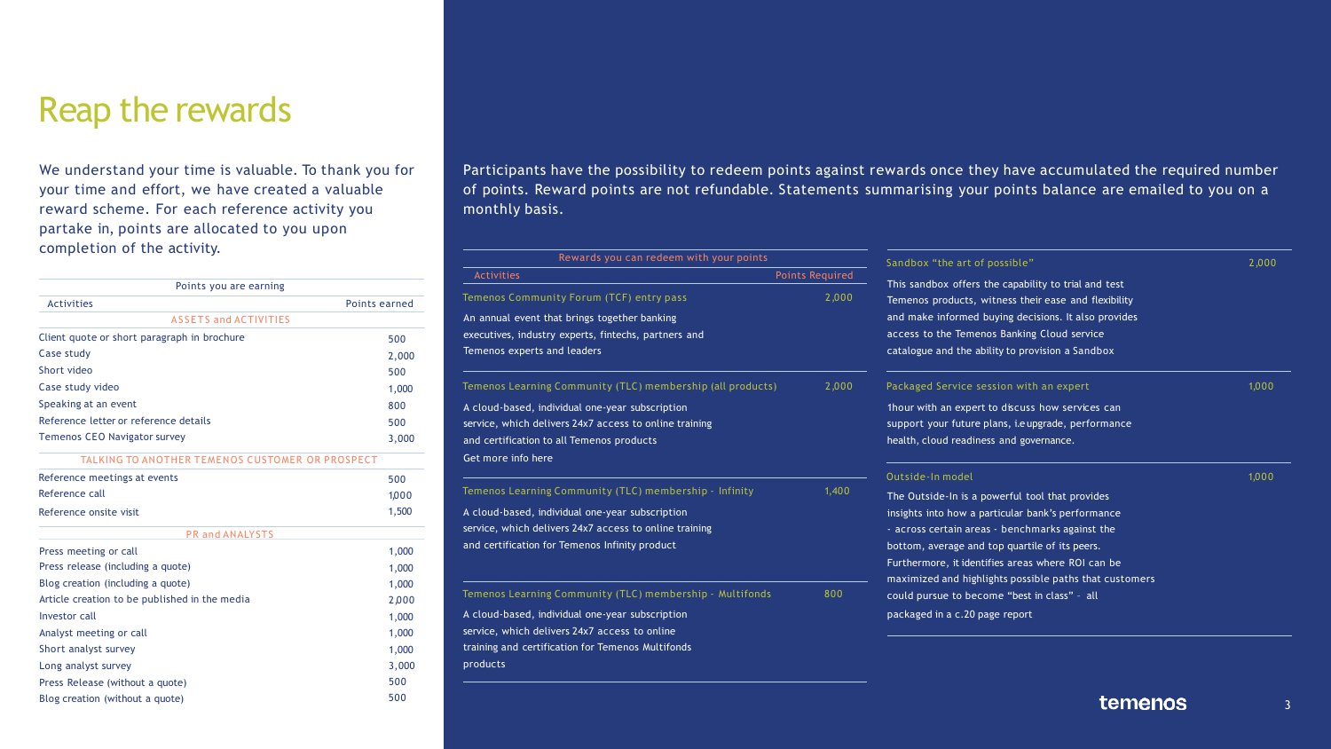# Reap the rewards

We understand your time is valuable. To thank you for your time and effort, we have created a valuable reward scheme. For each reference activity you partake in, points are allocated to you upon completion of the activity.

| Points you are earning | |
|---|---|
| **Activities** | **Points earned** |
| **ASSETS and ACTIVITIES** | |
| Client quote or short paragraph in brochure | 500 |
| Case study | 2,000 |
| Short video | 500 |
| Case study video | 1,000 |
| Speaking at an event | 800 |
| Reference letter or reference details | 500 |
| Temenos CEO Navigator survey | 3,000 |
| **TALKING TO ANOTHER TEMENOS CUSTOMER OR PROSPECT** | |
| Reference meetings at events | 500 |
| Reference call | 1,000 |
| Reference onsite visit | 1,500 |
| **PR and ANALYSTS** | |
| Press meeting or call | 1,000 |
| Press release (including a quote) | 1,000 |
| Blog creation (including a quote) | 1,000 |
| Article creation to be published in the media | 2,000 |
| Investor call | 1,000 |
| Analyst meeting or call | 1,000 |
| Short analyst survey | 1,000 |
| Long analyst survey | 3,000 |
| Press Release (without a quote) | 500 |
| Blog creation (without a quote) | 500 |

Participants have the possibility to redeem points against rewards once they have accumulated the required number of points. Reward points are not refundable. Statements summarising your points balance are emailed to you on a monthly basis.

| Rewards you can redeem with your points | |
|---|---|
| **Activities** | **Points Required** |
| **Temenos Community Forum (TCF) entry pass**<br>An annual event that brings together banking executives, industry experts, fintechs, partners and Temenos experts and leaders | 2,000 |
| **Temenos Learning Community (TLC) membership (all products)**<br>A cloud-based, individual one-year subscription service, which delivers 24x7 access to online training and certification to all Temenos products<br>Get more info here | 2,000 |
| **Temenos Learning Community (TLC) membership - Infinity**<br>A cloud-based, individual one-year subscription service, which delivers 24x7 access to online training and certification for Temenos Infinity product | 1,400 |
| **Temenos Learning Community (TLC) membership - Multifonds**<br>A cloud-based, individual one-year subscription service, which delivers 24x7 access to online training and certification for Temenos Multifonds products | 800 |
| **Sandbox "the art of possible"**<br>This sandbox offers the capability to trial and test Temenos products, witness their ease and flexibility and make informed buying decisions. It also provides access to the Temenos Banking Cloud service catalogue and the ability to provision a Sandbox | 2,000 |
| **Packaged Service session with an expert**<br>1hour with an expert to discuss how services can support your future plans, i.e upgrade, performance health, cloud readiness and governance. | 1,000 |
| **Outside-In model**<br>The Outside-In is a powerful tool that provides insights into how a particular bank's performance - across certain areas - benchmarks against the bottom, average and top quartile of its peers. Furthermore, it identifies areas where ROI can be maximized and highlights possible paths that customers could pursue to become "best in class" - all packaged in a c.20 page report | 1,000 |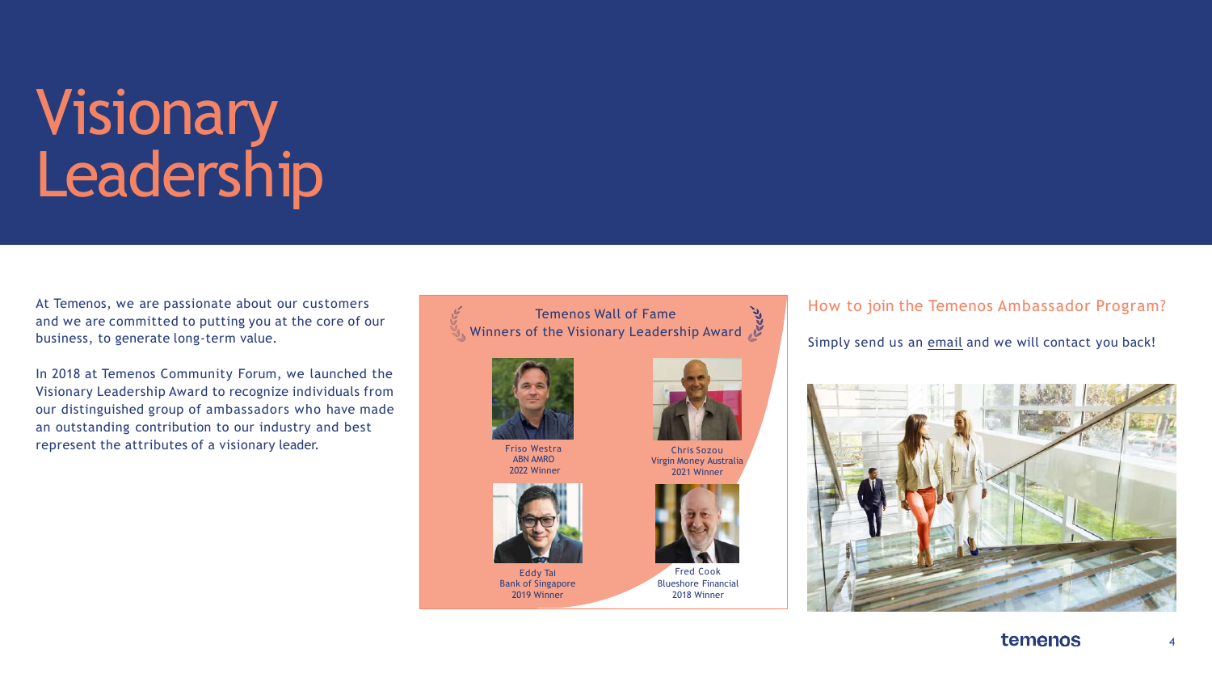# Visionary Leadership

At Temenos, we are passionate about our customers and we are committed to putting you at the core of our business, to generate long-term value.

In 2018 at Temenos Community Forum, we launched the Visionary Leadership Award to recognize individuals from our distinguished group of ambassadors who have made an outstanding contribution to our industry and best represent the attributes of a visionary leader.

## Temenos Wall of Fame
## Winners of the Visionary Leadership Award

Friso Westra
ABN AMRO
2022 Winner

Chris Sozou
Virgin Money Australia
2021 Winner

Eddy Tai
Bank of Singapore
2019 Winner

Fred Cook
Blueshore Financial
2018 Winner

## How to join the Temenos Ambassador Program?

Simply send us an email and we will contact you back!